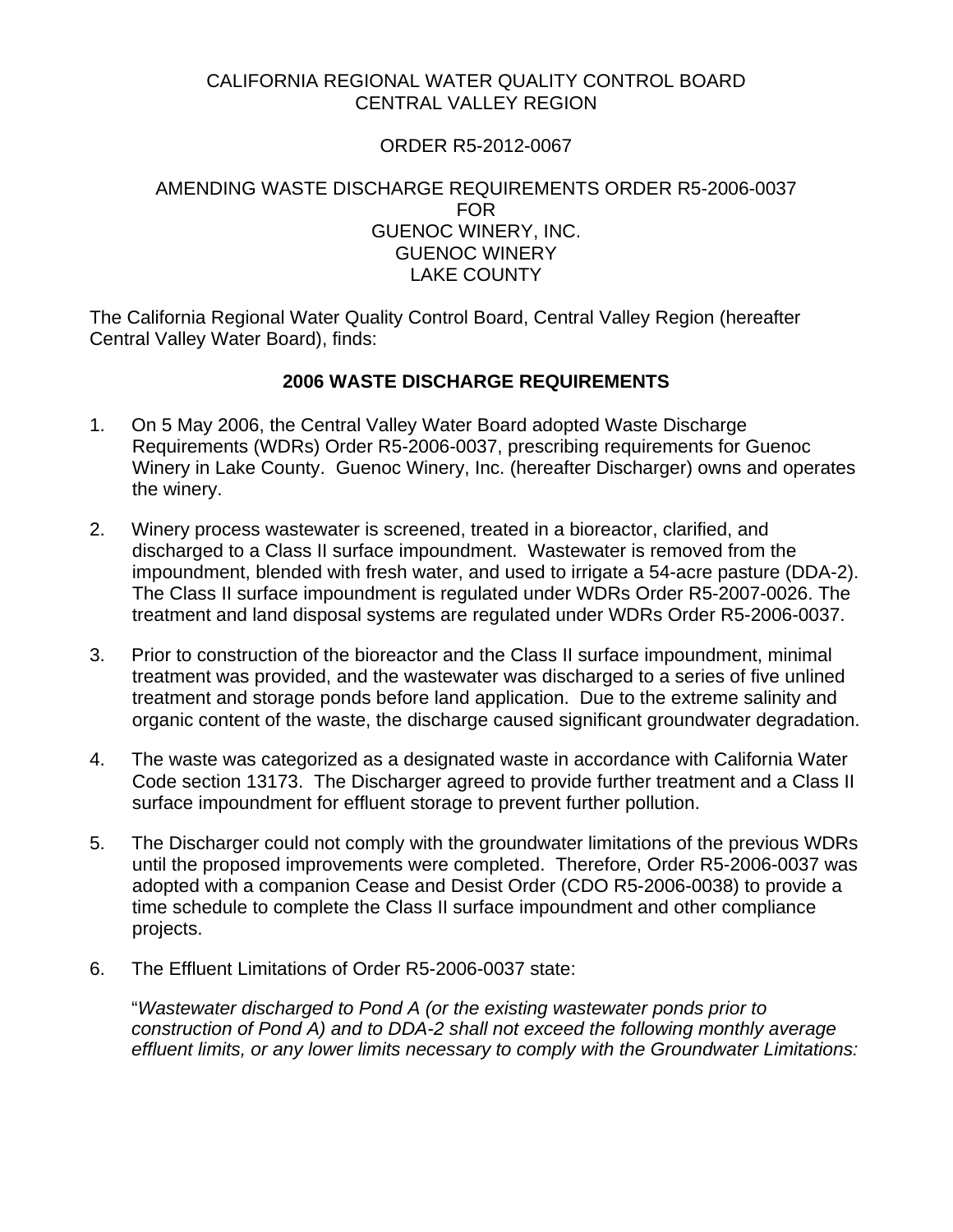CALIFORNIA REGIONAL WATER QUALITY CONTROL BOARD
CENTRAL VALLEY REGION

ORDER R5-2012-0067

AMENDING WASTE DISCHARGE REQUIREMENTS ORDER R5-2006-0037
FOR
GUENOC WINERY, INC.
GUENOC WINERY
LAKE COUNTY

The California Regional Water Quality Control Board, Central Valley Region (hereafter Central Valley Water Board), finds:

## 2006 WASTE DISCHARGE REQUIREMENTS

1. On 5 May 2006, the Central Valley Water Board adopted Waste Discharge Requirements (WDRs) Order R5-2006-0037, prescribing requirements for Guenoc Winery in Lake County. Guenoc Winery, Inc. (hereafter Discharger) owns and operates the winery.

2. Winery process wastewater is screened, treated in a bioreactor, clarified, and discharged to a Class II surface impoundment. Wastewater is removed from the impoundment, blended with fresh water, and used to irrigate a 54-acre pasture (DDA-2). The Class II surface impoundment is regulated under WDRs Order R5-2007-0026. The treatment and land disposal systems are regulated under WDRs Order R5-2006-0037.

3. Prior to construction of the bioreactor and the Class II surface impoundment, minimal treatment was provided, and the wastewater was discharged to a series of five unlined treatment and storage ponds before land application. Due to the extreme salinity and organic content of the waste, the discharge caused significant groundwater degradation.

4. The waste was categorized as a designated waste in accordance with California Water Code section 13173. The Discharger agreed to provide further treatment and a Class II surface impoundment for effluent storage to prevent further pollution.

5. The Discharger could not comply with the groundwater limitations of the previous WDRs until the proposed improvements were completed. Therefore, Order R5-2006-0037 was adopted with a companion Cease and Desist Order (CDO R5-2006-0038) to provide a time schedule to complete the Class II surface impoundment and other compliance projects.

6. The Effluent Limitations of Order R5-2006-0037 state:

   "*Wastewater discharged to Pond A (or the existing wastewater ponds prior to construction of Pond A) and to DDA-2 shall not exceed the following monthly average effluent limits, or any lower limits necessary to comply with the Groundwater Limitations:*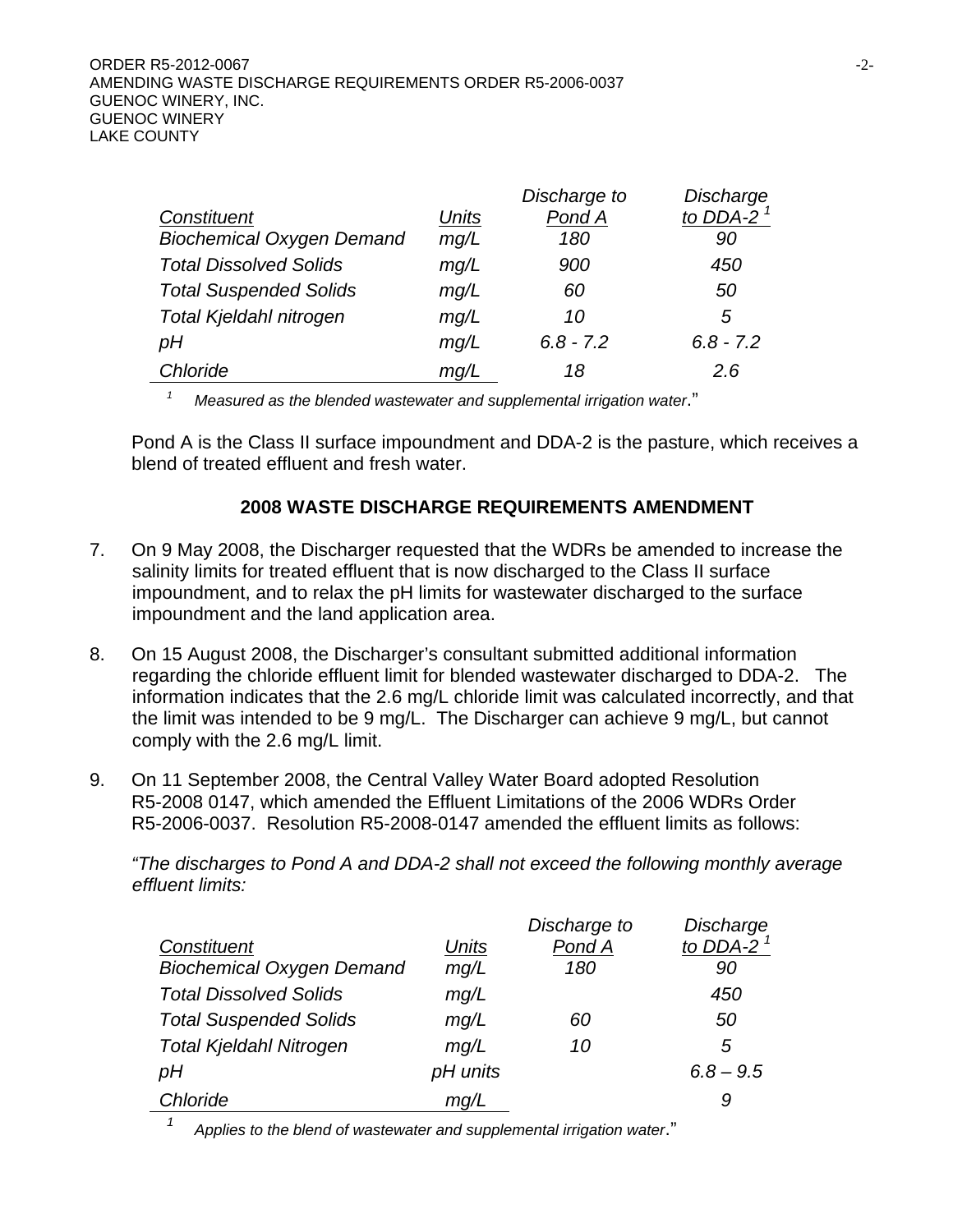| *Constituent* | *Units* | *Discharge to Pond A* | *Discharge to DDA-2* [1] |
|---|---|---|---|
| *Biochemical Oxygen Demand* | *mg/L* | *180* | *90* |
| *Total Dissolved Solids* | *mg/L* | *900* | *450* |
| *Total Suspended Solids* | *mg/L* | *60* | *50* |
| *Total Kjeldahl nitrogen* | *mg/L* | *10* | *5* |
| *pH* | *mg/L* | *6.8 - 7.2* | *6.8 - 7.2* |
| *Chloride* | *mg/L* | *18* | *2.6* |

[1] *Measured as the blended wastewater and supplemental irrigation water*."

Pond A is the Class II surface impoundment and DDA-2 is the pasture, which receives a blend of treated effluent and fresh water.

## 2008 WASTE DISCHARGE REQUIREMENTS AMENDMENT

7. On 9 May 2008, the Discharger requested that the WDRs be amended to increase the salinity limits for treated effluent that is now discharged to the Class II surface impoundment, and to relax the pH limits for wastewater discharged to the surface impoundment and the land application area.

8. On 15 August 2008, the Discharger's consultant submitted additional information regarding the chloride effluent limit for blended wastewater discharged to DDA-2. The information indicates that the 2.6 mg/L chloride limit was calculated incorrectly, and that the limit was intended to be 9 mg/L. The Discharger can achieve 9 mg/L, but cannot comply with the 2.6 mg/L limit.

9. On 11 September 2008, the Central Valley Water Board adopted Resolution R5-2008 0147, which amended the Effluent Limitations of the 2006 WDRs Order R5-2006-0037. Resolution R5-2008-0147 amended the effluent limits as follows:

   *"The discharges to Pond A and DDA-2 shall not exceed the following monthly average effluent limits:*

| *Constituent* | *Units* | *Discharge to Pond A* | *Discharge to DDA-2* [1] |
|---|---|---|---|
| *Biochemical Oxygen Demand* | *mg/L* | *180* | *90* |
| *Total Dissolved Solids* | *mg/L* | | *450* |
| *Total Suspended Solids* | *mg/L* | *60* | *50* |
| *Total Kjeldahl Nitrogen* | *mg/L* | *10* | *5* |
| *pH* | *pH units* | | *6.8 – 9.5* |
| *Chloride* | *mg/L* | | *9* |

[1] *Applies to the blend of wastewater and supplemental irrigation water*."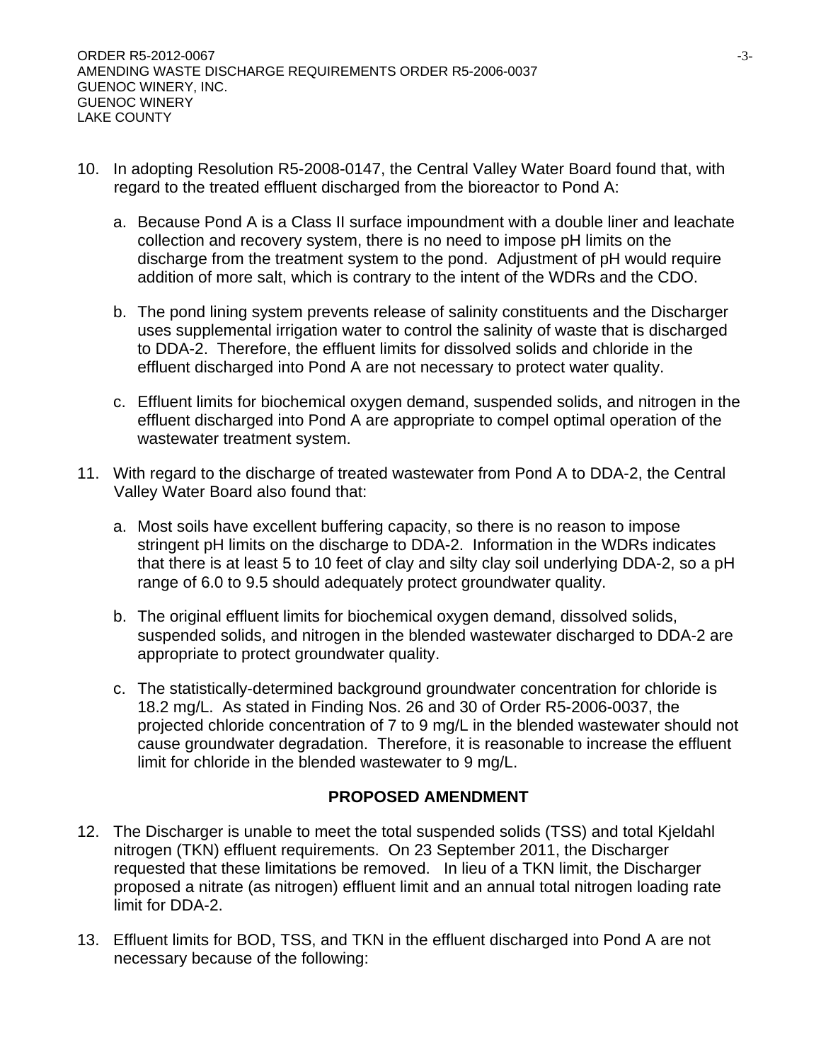10. In adopting Resolution R5-2008-0147, the Central Valley Water Board found that, with regard to the treated effluent discharged from the bioreactor to Pond A:

    a. Because Pond A is a Class II surface impoundment with a double liner and leachate collection and recovery system, there is no need to impose pH limits on the discharge from the treatment system to the pond. Adjustment of pH would require addition of more salt, which is contrary to the intent of the WDRs and the CDO.

    b. The pond lining system prevents release of salinity constituents and the Discharger uses supplemental irrigation water to control the salinity of waste that is discharged to DDA-2. Therefore, the effluent limits for dissolved solids and chloride in the effluent discharged into Pond A are not necessary to protect water quality.

    c. Effluent limits for biochemical oxygen demand, suspended solids, and nitrogen in the effluent discharged into Pond A are appropriate to compel optimal operation of the wastewater treatment system.

11. With regard to the discharge of treated wastewater from Pond A to DDA-2, the Central Valley Water Board also found that:

    a. Most soils have excellent buffering capacity, so there is no reason to impose stringent pH limits on the discharge to DDA-2. Information in the WDRs indicates that there is at least 5 to 10 feet of clay and silty clay soil underlying DDA-2, so a pH range of 6.0 to 9.5 should adequately protect groundwater quality.

    b. The original effluent limits for biochemical oxygen demand, dissolved solids, suspended solids, and nitrogen in the blended wastewater discharged to DDA-2 are appropriate to protect groundwater quality.

    c. The statistically-determined background groundwater concentration for chloride is 18.2 mg/L. As stated in Finding Nos. 26 and 30 of Order R5-2006-0037, the projected chloride concentration of 7 to 9 mg/L in the blended wastewater should not cause groundwater degradation. Therefore, it is reasonable to increase the effluent limit for chloride in the blended wastewater to 9 mg/L.

## PROPOSED AMENDMENT

12. The Discharger is unable to meet the total suspended solids (TSS) and total Kjeldahl nitrogen (TKN) effluent requirements. On 23 September 2011, the Discharger requested that these limitations be removed. In lieu of a TKN limit, the Discharger proposed a nitrate (as nitrogen) effluent limit and an annual total nitrogen loading rate limit for DDA-2.

13. Effluent limits for BOD, TSS, and TKN in the effluent discharged into Pond A are not necessary because of the following: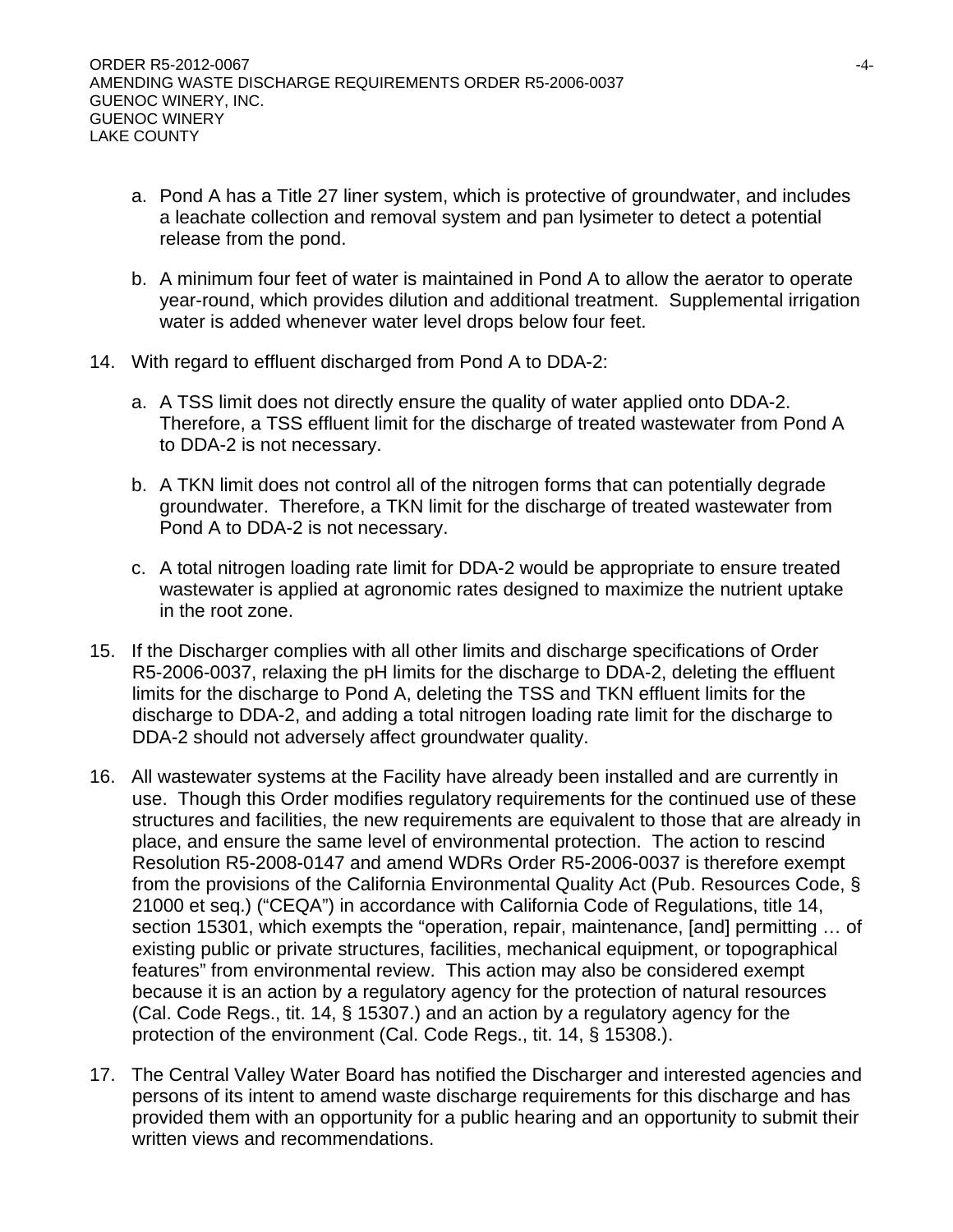a. Pond A has a Title 27 liner system, which is protective of groundwater, and includes a leachate collection and removal system and pan lysimeter to detect a potential release from the pond.

b. A minimum four feet of water is maintained in Pond A to allow the aerator to operate year-round, which provides dilution and additional treatment. Supplemental irrigation water is added whenever water level drops below four feet.

14. With regard to effluent discharged from Pond A to DDA-2:

    a. A TSS limit does not directly ensure the quality of water applied onto DDA-2. Therefore, a TSS effluent limit for the discharge of treated wastewater from Pond A to DDA-2 is not necessary.

    b. A TKN limit does not control all of the nitrogen forms that can potentially degrade groundwater. Therefore, a TKN limit for the discharge of treated wastewater from Pond A to DDA-2 is not necessary.

    c. A total nitrogen loading rate limit for DDA-2 would be appropriate to ensure treated wastewater is applied at agronomic rates designed to maximize the nutrient uptake in the root zone.

15. If the Discharger complies with all other limits and discharge specifications of Order R5-2006-0037, relaxing the pH limits for the discharge to DDA-2, deleting the effluent limits for the discharge to Pond A, deleting the TSS and TKN effluent limits for the discharge to DDA-2, and adding a total nitrogen loading rate limit for the discharge to DDA-2 should not adversely affect groundwater quality.

16. All wastewater systems at the Facility have already been installed and are currently in use. Though this Order modifies regulatory requirements for the continued use of these structures and facilities, the new requirements are equivalent to those that are already in place, and ensure the same level of environmental protection. The action to rescind Resolution R5-2008-0147 and amend WDRs Order R5-2006-0037 is therefore exempt from the provisions of the California Environmental Quality Act (Pub. Resources Code, § 21000 et seq.) ("CEQA") in accordance with California Code of Regulations, title 14, section 15301, which exempts the "operation, repair, maintenance, [and] permitting … of existing public or private structures, facilities, mechanical equipment, or topographical features" from environmental review. This action may also be considered exempt because it is an action by a regulatory agency for the protection of natural resources (Cal. Code Regs., tit. 14, § 15307.) and an action by a regulatory agency for the protection of the environment (Cal. Code Regs., tit. 14, § 15308.).

17. The Central Valley Water Board has notified the Discharger and interested agencies and persons of its intent to amend waste discharge requirements for this discharge and has provided them with an opportunity for a public hearing and an opportunity to submit their written views and recommendations.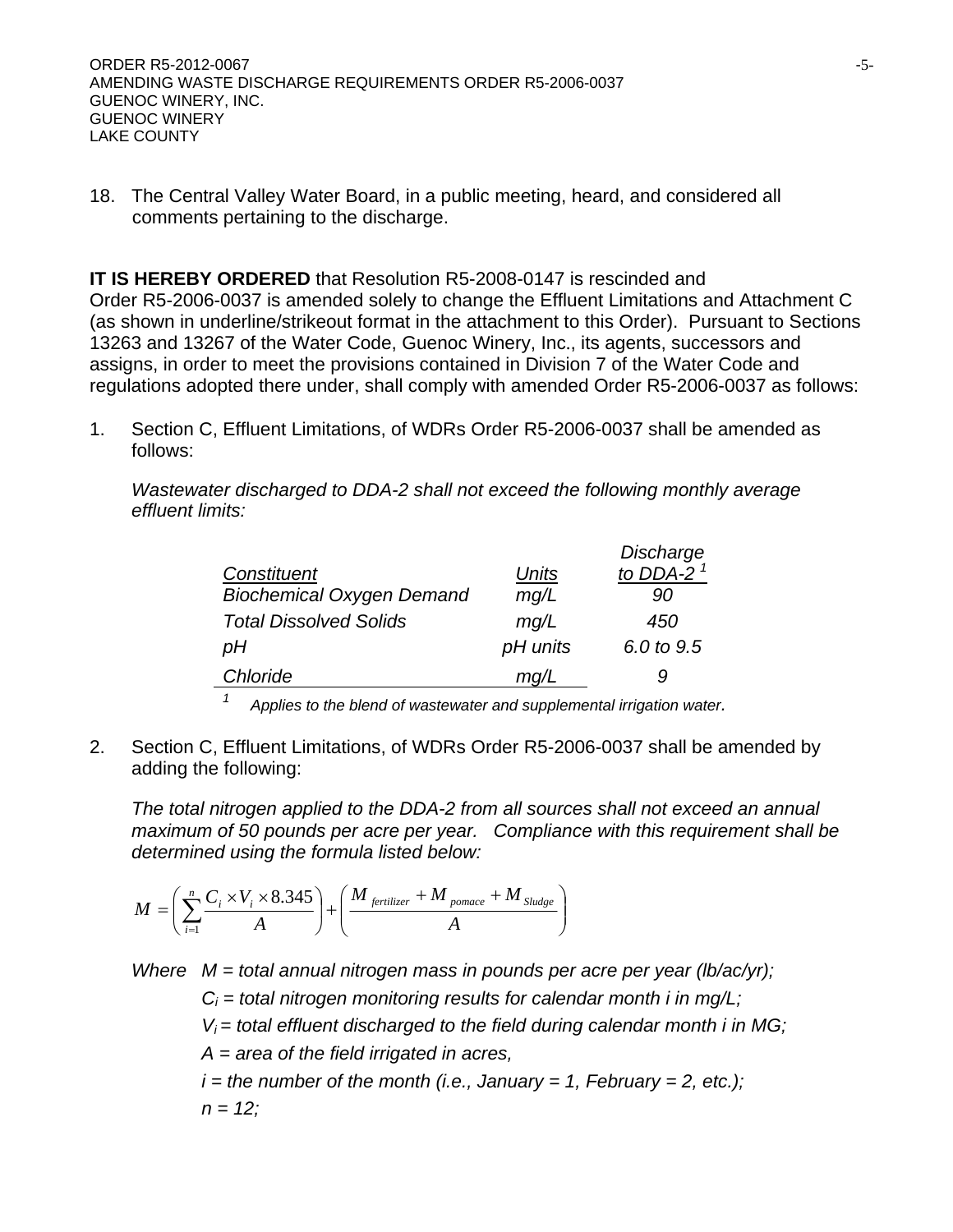18. The Central Valley Water Board, in a public meeting, heard, and considered all comments pertaining to the discharge.

**IT IS HEREBY ORDERED** that Resolution R5-2008-0147 is rescinded and Order R5-2006-0037 is amended solely to change the Effluent Limitations and Attachment C (as shown in underline/strikeout format in the attachment to this Order). Pursuant to Sections 13263 and 13267 of the Water Code, Guenoc Winery, Inc., its agents, successors and assigns, in order to meet the provisions contained in Division 7 of the Water Code and regulations adopted there under, shall comply with amended Order R5-2006-0037 as follows:

1. Section C, Effluent Limitations, of WDRs Order R5-2006-0037 shall be amended as follows:

   *Wastewater discharged to DDA-2 shall not exceed the following monthly average effluent limits:*

| *Constituent* | *Units* | *Discharge to DDA-2* [1] |
|---|---|---|
| *Biochemical Oxygen Demand* | *mg/L* | *90* |
| *Total Dissolved Solids* | *mg/L* | *450* |
| *pH* | *pH units* | *6.0 to 9.5* |
| *Chloride* | *mg/L* | *9* |

[1] *Applies to the blend of wastewater and supplemental irrigation water.*

2. Section C, Effluent Limitations, of WDRs Order R5-2006-0037 shall be amended by adding the following:

   *The total nitrogen applied to the DDA-2 from all sources shall not exceed an annual maximum of 50 pounds per acre per year. Compliance with this requirement shall be determined using the formula listed below:*

$$M = \left( \sum_{i=1}^{n} \frac{C_i \times V_i \times 8.345}{A} \right) + \left( \frac{M_{fertilizer} + M_{pomace} + M_{Sludge}}{A} \right)$$

*Where* *$M$ = total annual nitrogen mass in pounds per acre per year (lb/ac/yr);*

*$C_i$ = total nitrogen monitoring results for calendar month i in mg/L;*

*$V_i$ = total effluent discharged to the field during calendar month i in MG;*

*$A$ = area of the field irrigated in acres,*

*$i$ = the number of the month (i.e., January = 1, February = 2, etc.);*

*$n$ = 12;*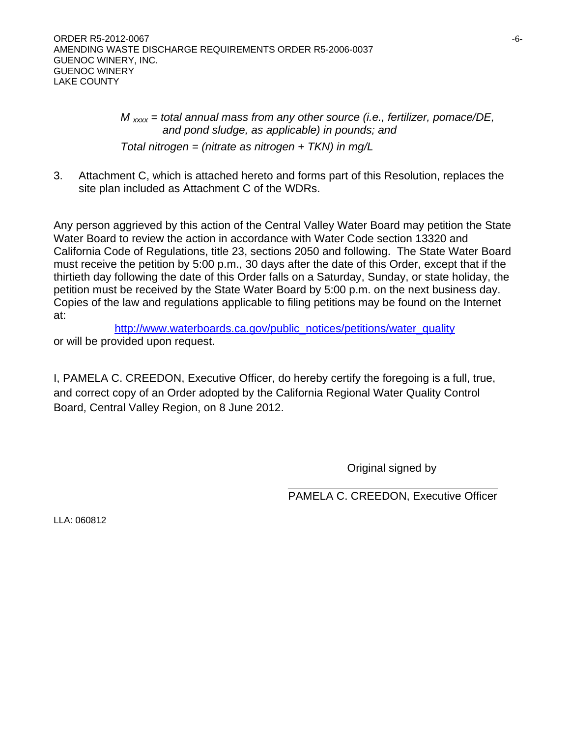*$M_{xxxx}$ = total annual mass from any other source (i.e., fertilizer, pomace/DE, and pond sludge, as applicable) in pounds; and*

*Total nitrogen = (nitrate as nitrogen + TKN) in mg/L*

3. Attachment C, which is attached hereto and forms part of this Resolution, replaces the site plan included as Attachment C of the WDRs.

Any person aggrieved by this action of the Central Valley Water Board may petition the State Water Board to review the action in accordance with Water Code section 13320 and California Code of Regulations, title 23, sections 2050 and following. The State Water Board must receive the petition by 5:00 p.m., 30 days after the date of this Order, except that if the thirtieth day following the date of this Order falls on a Saturday, Sunday, or state holiday, the petition must be received by the State Water Board by 5:00 p.m. on the next business day. Copies of the law and regulations applicable to filing petitions may be found on the Internet at:

http://www.waterboards.ca.gov/public_notices/petitions/water_quality

or will be provided upon request.

I, PAMELA C. CREEDON, Executive Officer, do hereby certify the foregoing is a full, true, and correct copy of an Order adopted by the California Regional Water Quality Control Board, Central Valley Region, on 8 June 2012.

Original signed by

PAMELA C. CREEDON, Executive Officer

LLA: 060812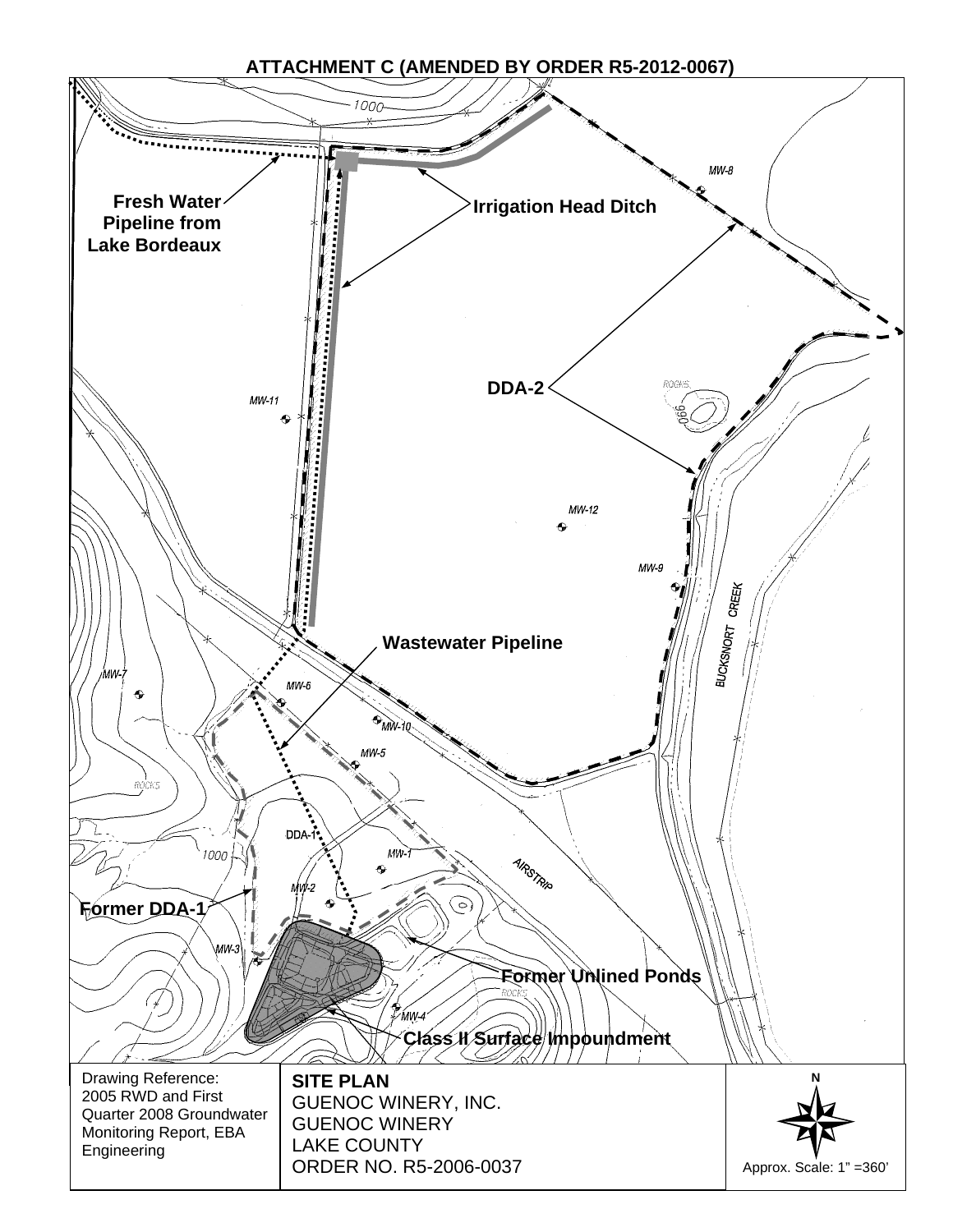# ATTACHMENT C (AMENDED BY ORDER R5-2012-0067)

1000

Fresh Water Pipeline from Lake Bordeaux

Irrigation Head Ditch

MW-8

DDA-2

ROCKS

990

MW-11

MW-12

MW-9

BUCKSNORT CREEK

Wastewater Pipeline

MW-7

MW-6

MW-10

MW-5

ROCKS

DDA-1

1000

MW-1

AIRSTRIP

MW-2

Former DDA-1

MW-3

Former Unlined Ponds

ROCKS

MW-4

Class II Surface Impoundment

| | | |
|---|---|---|
| Drawing Reference: 2005 RWD and First Quarter 2008 Groundwater Monitoring Report, EBA Engineering | **SITE PLAN**<br>GUENOC WINERY, INC.<br>GUENOC WINERY<br>LAKE COUNTY<br>ORDER NO. R5-2006-0037 | N<br>Approx. Scale: 1" =360' |